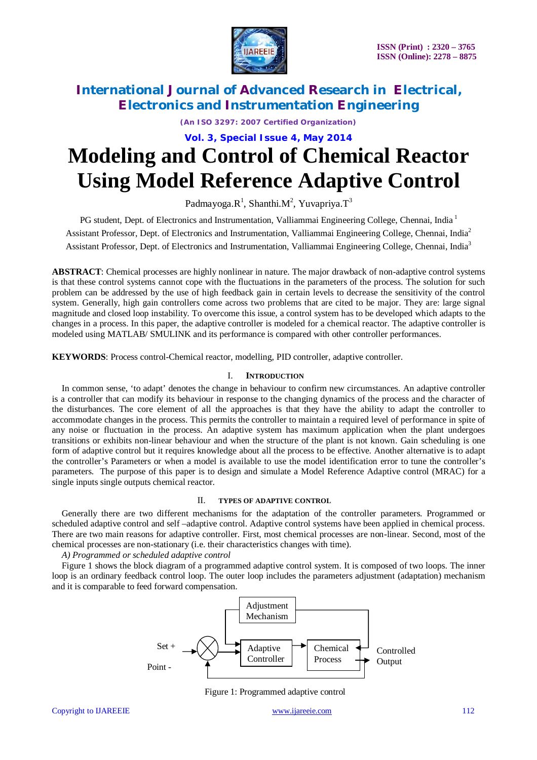# Modeling and Control of Chemical Reactor Using Model Reference Adaptive Control

Padmayoga.R[1], Shanthi.M[2], Yuvapriya.T[3]

PG student, Dept. of Electronics and Instrumentation, Valliammai Engineering College, Chennai, India [1]

Assistant Professor, Dept. of Electronics and Instrumentation, Valliammai Engineering College, Chennai, India[2]

Assistant Professor, Dept. of Electronics and Instrumentation, Valliammai Engineering College, Chennai, India[3]

**ABSTRACT**: Chemical processes are highly nonlinear in nature. The major drawback of non-adaptive control systems is that these control systems cannot cope with the fluctuations in the parameters of the process. The solution for such problem can be addressed by the use of high feedback gain in certain levels to decrease the sensitivity of the control system. Generally, high gain controllers come across two problems that are cited to be major. They are: large signal magnitude and closed loop instability. To overcome this issue, a control system has to be developed which adapts to the changes in a process. In this paper, the adaptive controller is modeled for a chemical reactor. The adaptive controller is modeled using MATLAB/ SMULINK and its performance is compared with other controller performances.

**KEYWORDS**: Process control-Chemical reactor, modelling, PID controller, adaptive controller.

## I. INTRODUCTION

In common sense, 'to adapt' denotes the change in behaviour to confirm new circumstances. An adaptive controller is a controller that can modify its behaviour in response to the changing dynamics of the process and the character of the disturbances. The core element of all the approaches is that they have the ability to adapt the controller to accommodate changes in the process. This permits the controller to maintain a required level of performance in spite of any noise or fluctuation in the process. An adaptive system has maximum application when the plant undergoes transitions or exhibits non-linear behaviour and when the structure of the plant is not known. Gain scheduling is one form of adaptive control but it requires knowledge about all the process to be effective. Another alternative is to adapt the controller's Parameters or when a model is available to use the model identification error to tune the controller's parameters. The purpose of this paper is to design and simulate a Model Reference Adaptive control (MRAC) for a single inputs single outputs chemical reactor.

## II. TYPES OF ADAPTIVE CONTROL

Generally there are two different mechanisms for the adaptation of the controller parameters. Programmed or scheduled adaptive control and self –adaptive control. Adaptive control systems have been applied in chemical process. There are two main reasons for adaptive controller. First, most chemical processes are non-linear. Second, most of the chemical processes are non-stationary (i.e. their characteristics changes with time).

*A) Programmed or scheduled adaptive control*

Figure 1 shows the block diagram of a programmed adaptive control system. It is composed of two loops. The inner loop is an ordinary feedback control loop. The outer loop includes the parameters adjustment (adaptation) mechanism and it is comparable to feed forward compensation.

Adjustment Mechanism

Set + Point -

Adaptive Controller

Chemical Process

Controlled Output

Figure 1: Programmed adaptive control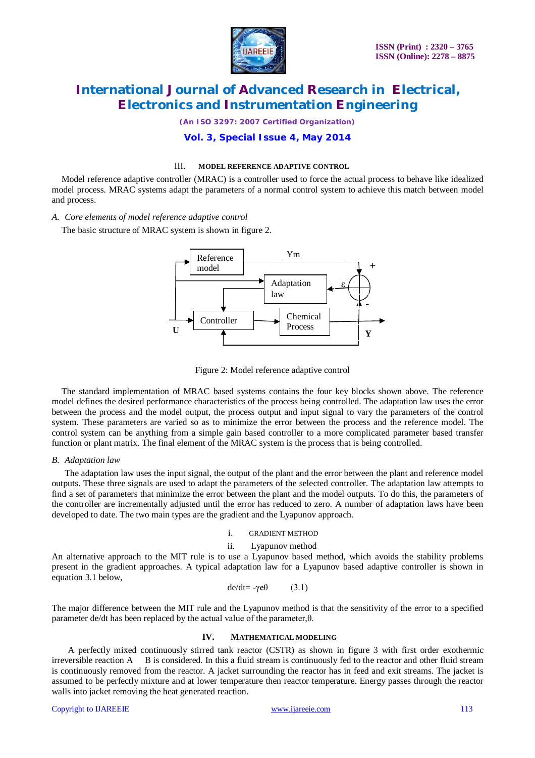## III. MODEL REFERENCE ADAPTIVE CONTROL

Model reference adaptive controller (MRAC) is a controller used to force the actual process to behave like idealized model process. MRAC systems adapt the parameters of a normal control system to achieve this match between model and process.

### *A. Core elements of model reference adaptive control*

The basic structure of MRAC system is shown in figure 2.

Reference model

Ym

Adaptation law

ε

+

-

Controller

Chemical Process

U

Y

Figure 2: Model reference adaptive control

The standard implementation of MRAC based systems contains the four key blocks shown above. The reference model defines the desired performance characteristics of the process being controlled. The adaptation law uses the error between the process and the model output, the process output and input signal to vary the parameters of the control system. These parameters are varied so as to minimize the error between the process and the reference model. The control system can be anything from a simple gain based controller to a more complicated parameter based transfer function or plant matrix. The final element of the MRAC system is the process that is being controlled.

### *B. Adaptation law*

The adaptation law uses the input signal, the output of the plant and the error between the plant and reference model outputs. These three signals are used to adapt the parameters of the selected controller. The adaptation law attempts to find a set of parameters that minimize the error between the plant and the model outputs. To do this, the parameters of the controller are incrementally adjusted until the error has reduced to zero. A number of adaptation laws have been developed to date. The two main types are the gradient and the Lyapunov approach.

i. GRADIENT METHOD

ii. Lyapunov method

An alternative approach to the MIT rule is to use a Lyapunov based method, which avoids the stability problems present in the gradient approaches. A typical adaptation law for a Lyapunov based adaptive controller is shown in equation 3.1 below,

$$de/dt = -\gamma e\theta \qquad (3.1)$$

The major difference between the MIT rule and the Lyapunov method is that the sensitivity of the error to a specified parameter de/dt has been replaced by the actual value of the parameter, $\theta$.

## IV. MATHEMATICAL MODELING

A perfectly mixed continuously stirred tank reactor (CSTR) as shown in figure 3 with first order exothermic irreversible reaction A  B is considered. In this a fluid stream is continuously fed to the reactor and other fluid stream is continuously removed from the reactor. A jacket surrounding the reactor has in feed and exit streams. The jacket is assumed to be perfectly mixture and at lower temperature then reactor temperature. Energy passes through the reactor walls into jacket removing the heat generated reaction.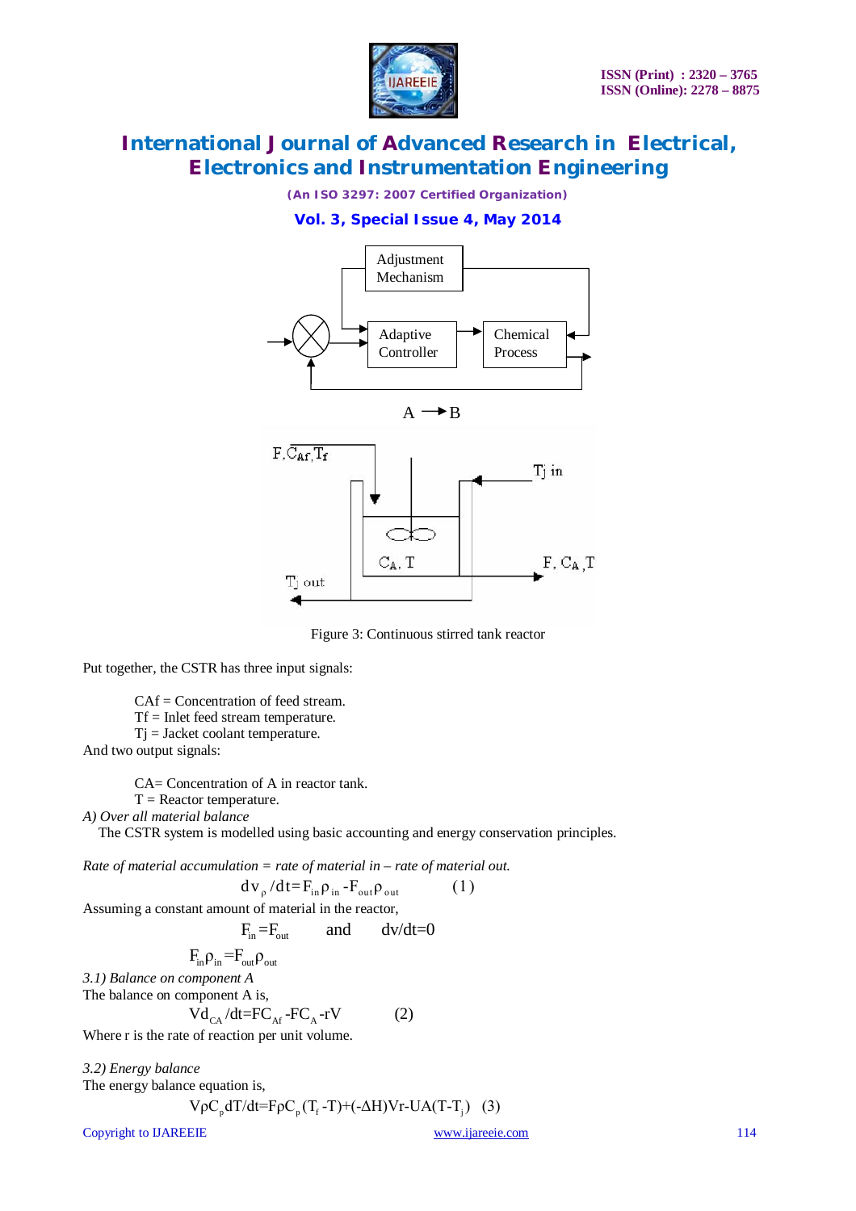$A \rightarrow B$

Figure 3: Continuous stirred tank reactor

Put together, the CSTR has three input signals:

CAf = Concentration of feed stream.
Tf = Inlet feed stream temperature.
Tj = Jacket coolant temperature.

And two output signals:

CA= Concentration of A in reactor tank.
T = Reactor temperature.

*A) Over all material balance*

The CSTR system is modelled using basic accounting and energy conservation principles.

*Rate of material accumulation = rate of material in – rate of material out.*

$$dv_{\rho}/dt = F_{in}\rho_{in} - F_{out}\rho_{out} \qquad (1)$$

Assuming a constant amount of material in the reactor,

$$F_{in} = F_{out} \quad \text{and} \quad dv/dt = 0$$

$$F_{in}\rho_{in} = F_{out}\rho_{out}$$

*3.1) Balance on component A*

The balance on component A is,

$$Vd_{CA}/dt = FC_{Af} - FC_{A} - rV \qquad (2)$$

Where r is the rate of reaction per unit volume.

*3.2) Energy balance*

The energy balance equation is,

$$V\rho C_p dT/dt = F\rho C_p (T_f - T) + (-\Delta H)Vr - UA(T - T_j) \quad (3)$$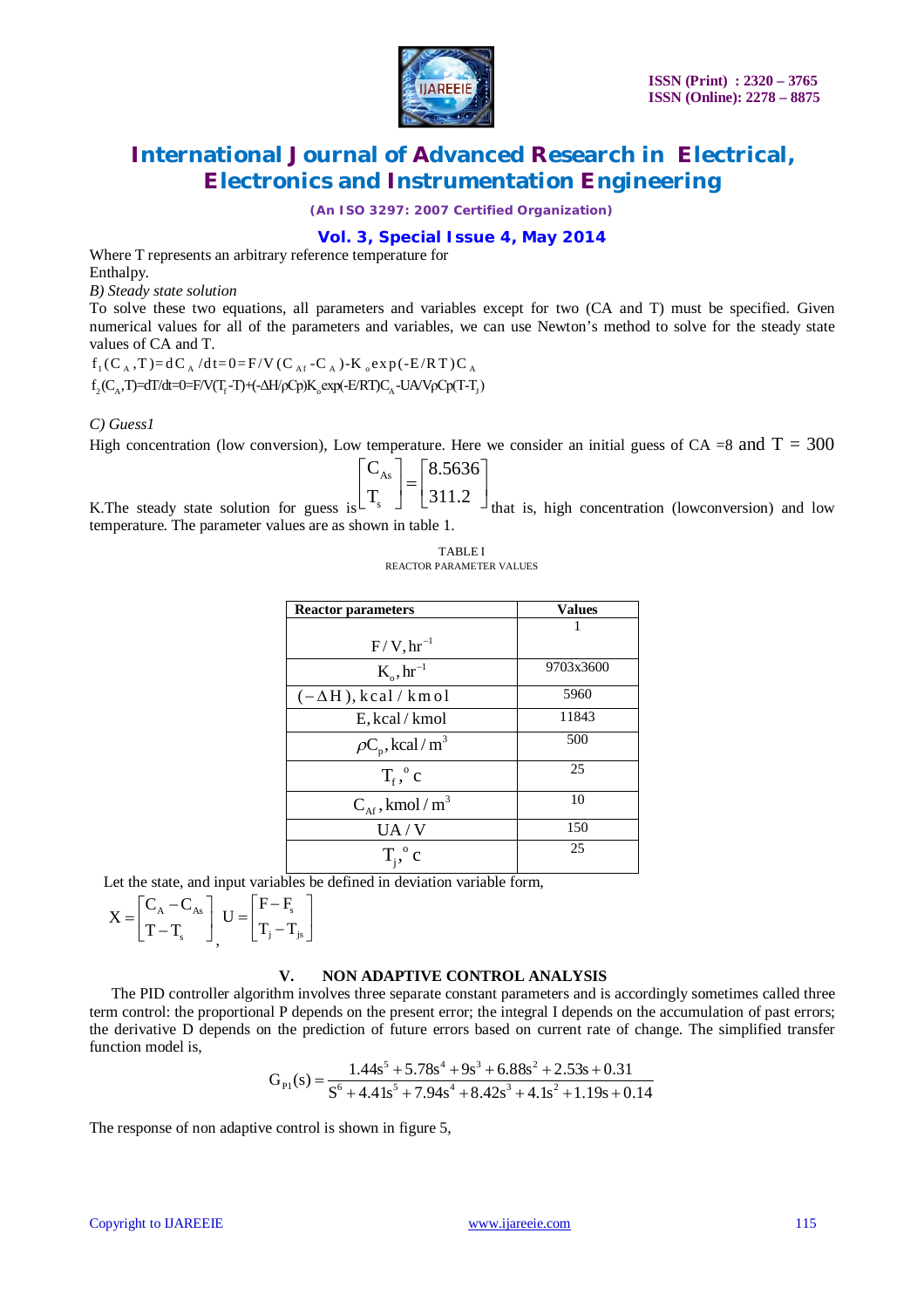Where T represents an arbitrary reference temperature for Enthalpy.

*B) Steady state solution*

To solve these two equations, all parameters and variables except for two (CA and T) must be specified. Given numerical values for all of the parameters and variables, we can use Newton's method to solve for the steady state values of CA and T.

$$f_1(C_A, T) = dC_A/dt = 0 = F/V(C_{Af} - C_A) - K_o \exp(-E/RT) C_A$$

$$f_2(C_A, T) = dT/dt = 0 = F/V(T_f - T) + (-\Delta H/\rho Cp) K_o \exp(-E/RT) C_A - UA/V\rho Cp(T - T_j)$$

*C) Guess1*

High concentration (low conversion), Low temperature. Here we consider an initial guess of CA =8 and T = 300 K.The steady state solution for guess is $\begin{bmatrix} C_{As} \\ T_s \end{bmatrix} = \begin{bmatrix} 8.5636 \\ 311.2 \end{bmatrix}$ that is, high concentration (lowconversion) and low temperature. The parameter values are as shown in table 1.

TABLE I
REACTOR PARAMETER VALUES

| Reactor parameters | Values |
|---|---|
| $F/V, hr^{-1}$ | 1 |
| $K_o, hr^{-1}$ | 9703x3600 |
| $(-\Delta H)$, kcal / kmol | 5960 |
| E, kcal / kmol | 11843 |
| $\rho C_p$, kcal / $m^3$ | 500 |
| $T_f, ^o c$ | 25 |
| $C_{Af}$, kmol / $m^3$ | 10 |
| UA / V | 150 |
| $T_j, ^o c$ | 25 |

Let the state, and input variables be defined in deviation variable form,

$$X = \begin{bmatrix} C_A - C_{As} \\ T - T_s \end{bmatrix}, \quad U = \begin{bmatrix} F - F_s \\ T_j - T_{js} \end{bmatrix}$$

## V. NON ADAPTIVE CONTROL ANALYSIS

The PID controller algorithm involves three separate constant parameters and is accordingly sometimes called three term control: the proportional P depends on the present error; the integral I depends on the accumulation of past errors; the derivative D depends on the prediction of future errors based on current rate of change. The simplified transfer function model is,

$$G_{P1}(s) = \frac{1.44s^5 + 5.78s^4 + 9s^3 + 6.88s^2 + 2.53s + 0.31}{S^6 + 4.41s^5 + 7.94s^4 + 8.42s^3 + 4.1s^2 + 1.19s + 0.14}$$

The response of non adaptive control is shown in figure 5,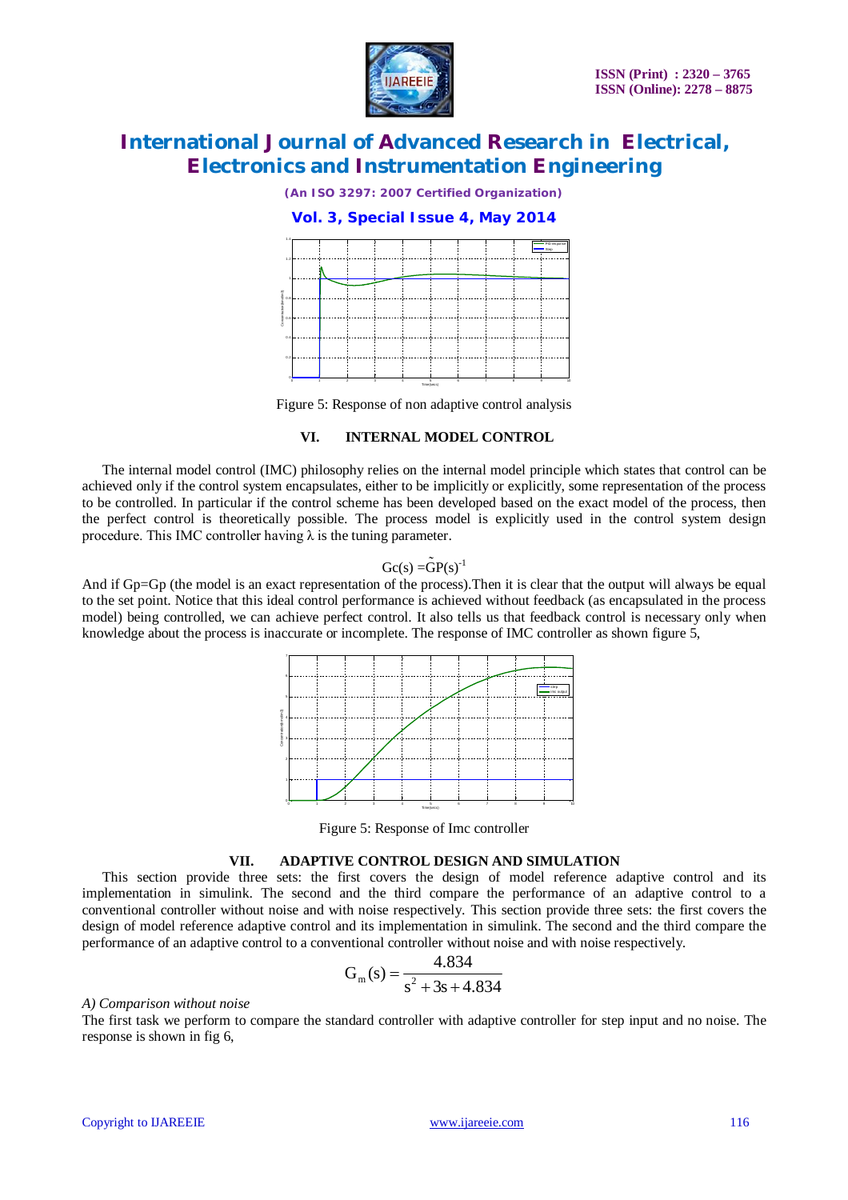Figure 5: Response of non adaptive control analysis

## VI. INTERNAL MODEL CONTROL

The internal model control (IMC) philosophy relies on the internal model principle which states that control can be achieved only if the control system encapsulates, either to be implicitly or explicitly, some representation of the process to be controlled. In particular if the control scheme has been developed based on the exact model of the process, then the perfect control is theoretically possible. The process model is explicitly used in the control system design procedure. This IMC controller having λ is the tuning parameter.

$$Gc(s) = \tilde{G}P(s)^{-1}$$

And if Gp=Gp (the model is an exact representation of the process).Then it is clear that the output will always be equal to the set point. Notice that this ideal control performance is achieved without feedback (as encapsulated in the process model) being controlled, we can achieve perfect control. It also tells us that feedback control is necessary only when knowledge about the process is inaccurate or incomplete. The response of IMC controller as shown figure 5,

Figure 5: Response of Imc controller

## VII. ADAPTIVE CONTROL DESIGN AND SIMULATION

This section provide three sets: the first covers the design of model reference adaptive control and its implementation in simulink. The second and the third compare the performance of an adaptive control to a conventional controller without noise and with noise respectively. This section provide three sets: the first covers the design of model reference adaptive control and its implementation in simulink. The second and the third compare the performance of an adaptive control to a conventional controller without noise and with noise respectively.

$$G_m(s) = \frac{4.834}{s^2 + 3s + 4.834}$$

*A) Comparison without noise*

The first task we perform to compare the standard controller with adaptive controller for step input and no noise. The response is shown in fig 6,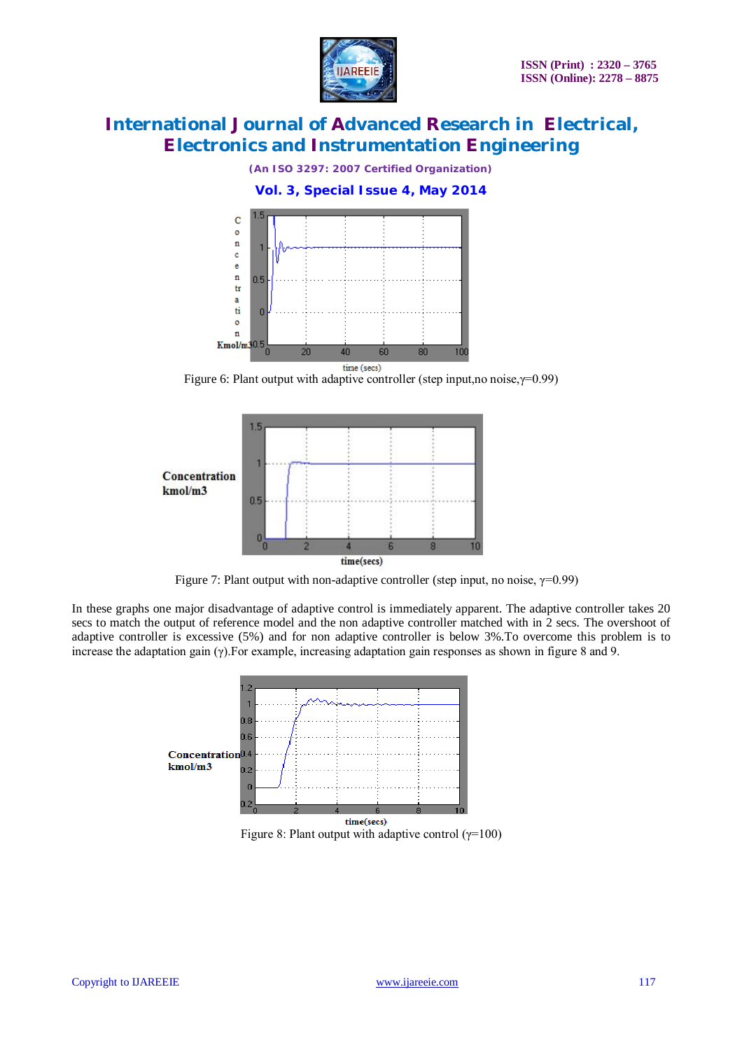Figure 6: Plant output with adaptive controller (step input,no noise,$\gamma$=0.99)

Figure 7: Plant output with non-adaptive controller (step input, no noise, $\gamma$=0.99)

In these graphs one major disadvantage of adaptive control is immediately apparent. The adaptive controller takes 20 secs to match the output of reference model and the non adaptive controller matched with in 2 secs. The overshoot of adaptive controller is excessive (5%) and for non adaptive controller is below 3%.To overcome this problem is to increase the adaptation gain ($\gamma$).For example, increasing adaptation gain responses as shown in figure 8 and 9.

Figure 8: Plant output with adaptive control ($\gamma$=100)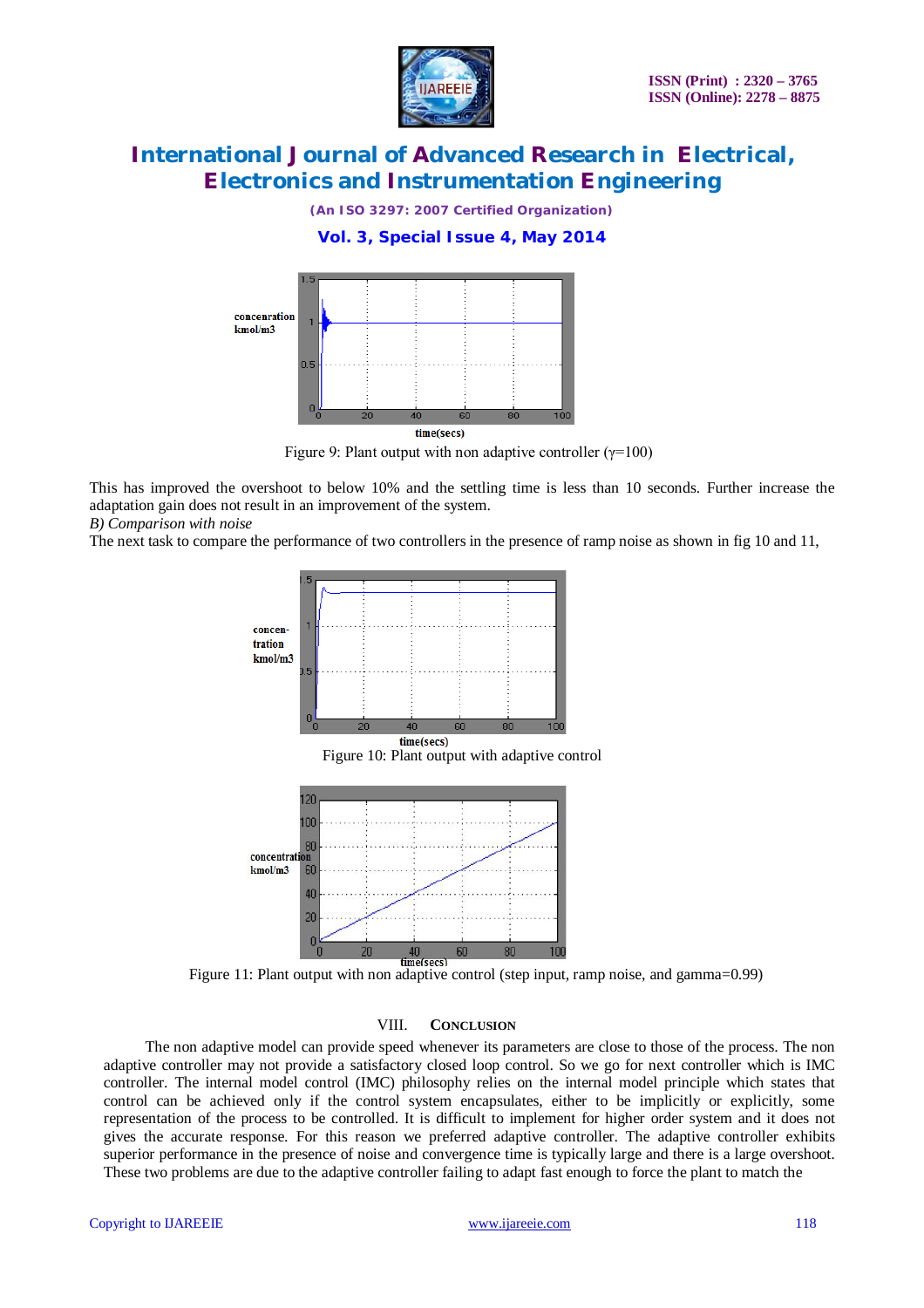Figure 9: Plant output with non adaptive controller (γ=100)

This has improved the overshoot to below 10% and the settling time is less than 10 seconds. Further increase the adaptation gain does not result in an improvement of the system.

*B) Comparison with noise*

The next task to compare the performance of two controllers in the presence of ramp noise as shown in fig 10 and 11,

Figure 10: Plant output with adaptive control

Figure 11: Plant output with non adaptive control (step input, ramp noise, and gamma=0.99)

## VIII. CONCLUSION

The non adaptive model can provide speed whenever its parameters are close to those of the process. The non adaptive controller may not provide a satisfactory closed loop control. So we go for next controller which is IMC controller. The internal model control (IMC) philosophy relies on the internal model principle which states that control can be achieved only if the control system encapsulates, either to be implicitly or explicitly, some representation of the process to be controlled. It is difficult to implement for higher order system and it does not gives the accurate response. For this reason we preferred adaptive controller. The adaptive controller exhibits superior performance in the presence of noise and convergence time is typically large and there is a large overshoot. These two problems are due to the adaptive controller failing to adapt fast enough to force the plant to match the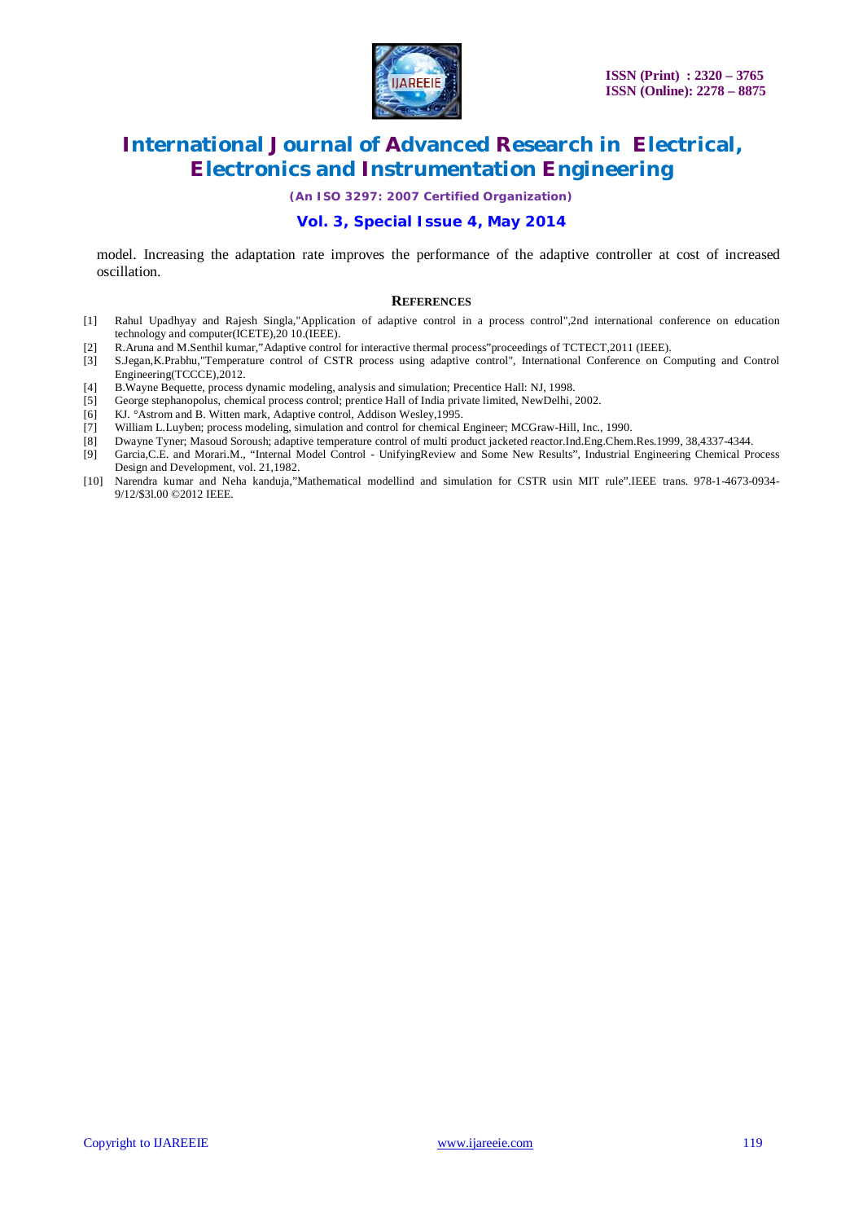model. Increasing the adaptation rate improves the performance of the adaptive controller at cost of increased oscillation.

## REFERENCES

[1] Rahul Upadhyay and Rajesh Singla,"Application of adaptive control in a process control",2nd international conference on education technology and computer(ICETE),20 10.(IEEE).

[2] R.Aruna and M.Senthil kumar,"Adaptive control for interactive thermal process"proceedings of TCTECT,2011 (IEEE).

[3] S.Jegan,K.Prabhu,"Temperature control of CSTR process using adaptive control", International Conference on Computing and Control Engineering(TCCCE),2012.

[4] B.Wayne Bequette, process dynamic modeling, analysis and simulation; Precentice Hall: NJ, 1998.

[5] George stephanopolus, chemical process control; prentice Hall of India private limited, NewDelhi, 2002.

[6] KJ. °Astrom and B. Witten mark, Adaptive control, Addison Wesley,1995.

[7] William L.Luyben; process modeling, simulation and control for chemical Engineer; MCGraw-Hill, Inc., 1990.

[8] Dwayne Tyner; Masoud Soroush; adaptive temperature control of multi product jacketed reactor.Ind.Eng.Chem.Res.1999, 38,4337-4344.

[9] Garcia,C.E. and Morari.M., "Internal Model Control - UnifyingReview and Some New Results", Industrial Engineering Chemical Process Design and Development, vol. 21,1982.

[10] Narendra kumar and Neha kanduja,"Mathematical modellind and simulation for CSTR usin MIT rule".IEEE trans. 978-1-4673-0934-9/12/$3l.00 ©2012 IEEE.